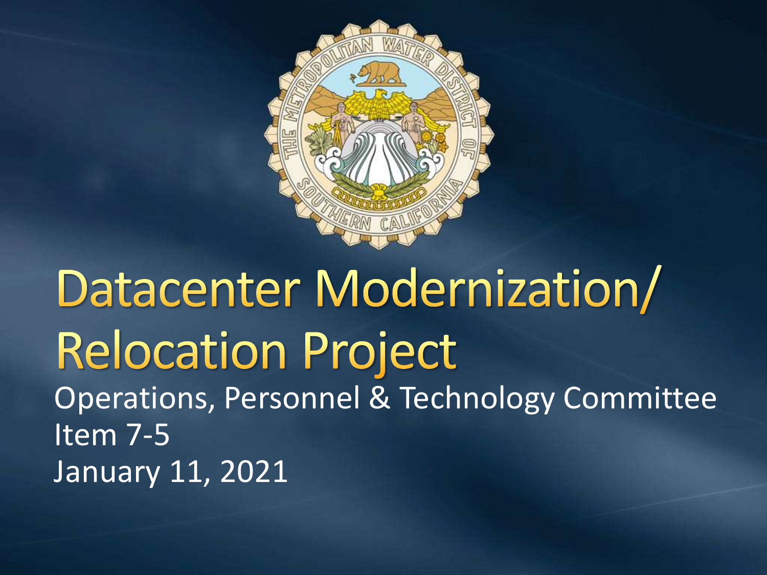# Datacenter Modernization/ Relocation Project

Operations, Personnel & Technology Committee
Item 7-5
January 11, 2021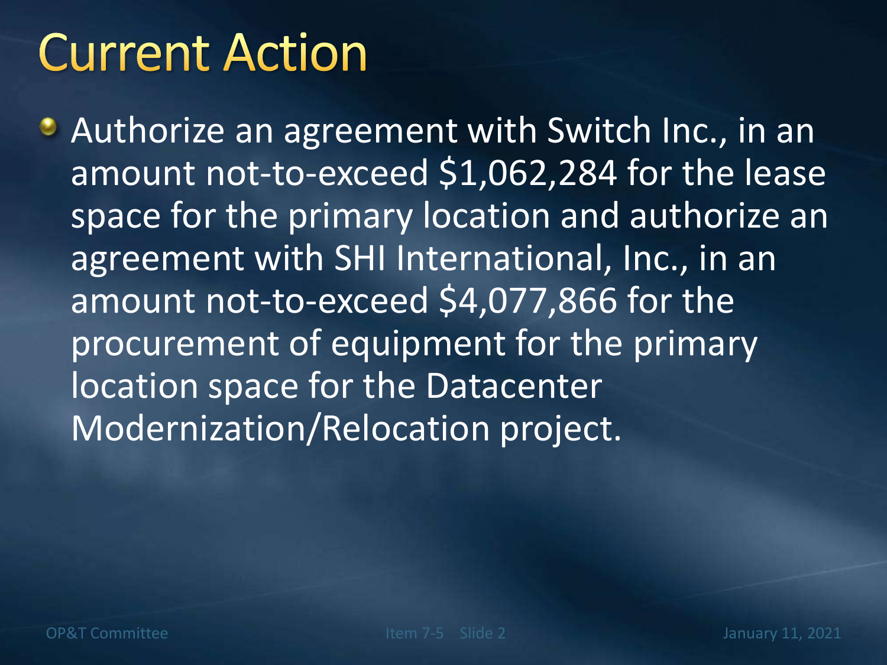# Current Action

- Authorize an agreement with Switch Inc., in an amount not-to-exceed $1,062,284 for the lease space for the primary location and authorize an agreement with SHI International, Inc., in an amount not-to-exceed $4,077,866 for the procurement of equipment for the primary location space for the Datacenter Modernization/Relocation project.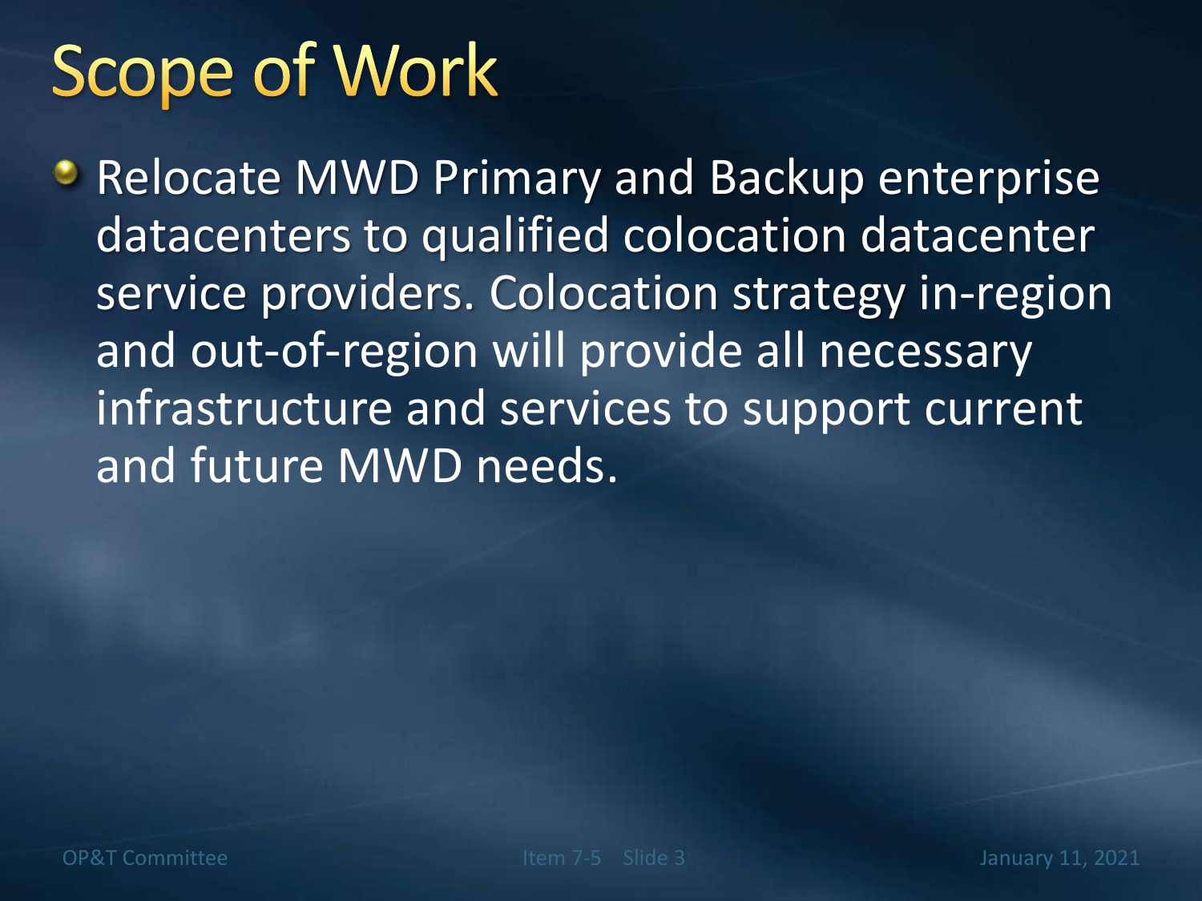# Scope of Work

- Relocate MWD Primary and Backup enterprise datacenters to qualified colocation datacenter service providers. Colocation strategy in-region and out-of-region will provide all necessary infrastructure and services to support current and future MWD needs.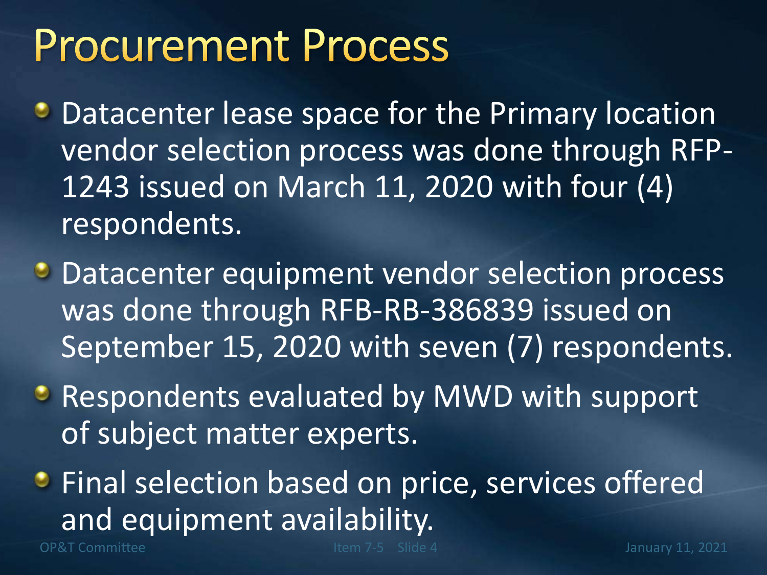# Procurement Process

- Datacenter lease space for the Primary location vendor selection process was done through RFP-1243 issued on March 11, 2020 with four (4) respondents.
- Datacenter equipment vendor selection process was done through RFB-RB-386839 issued on September 15, 2020 with seven (7) respondents.
- Respondents evaluated by MWD with support of subject matter experts.
- Final selection based on price, services offered and equipment availability.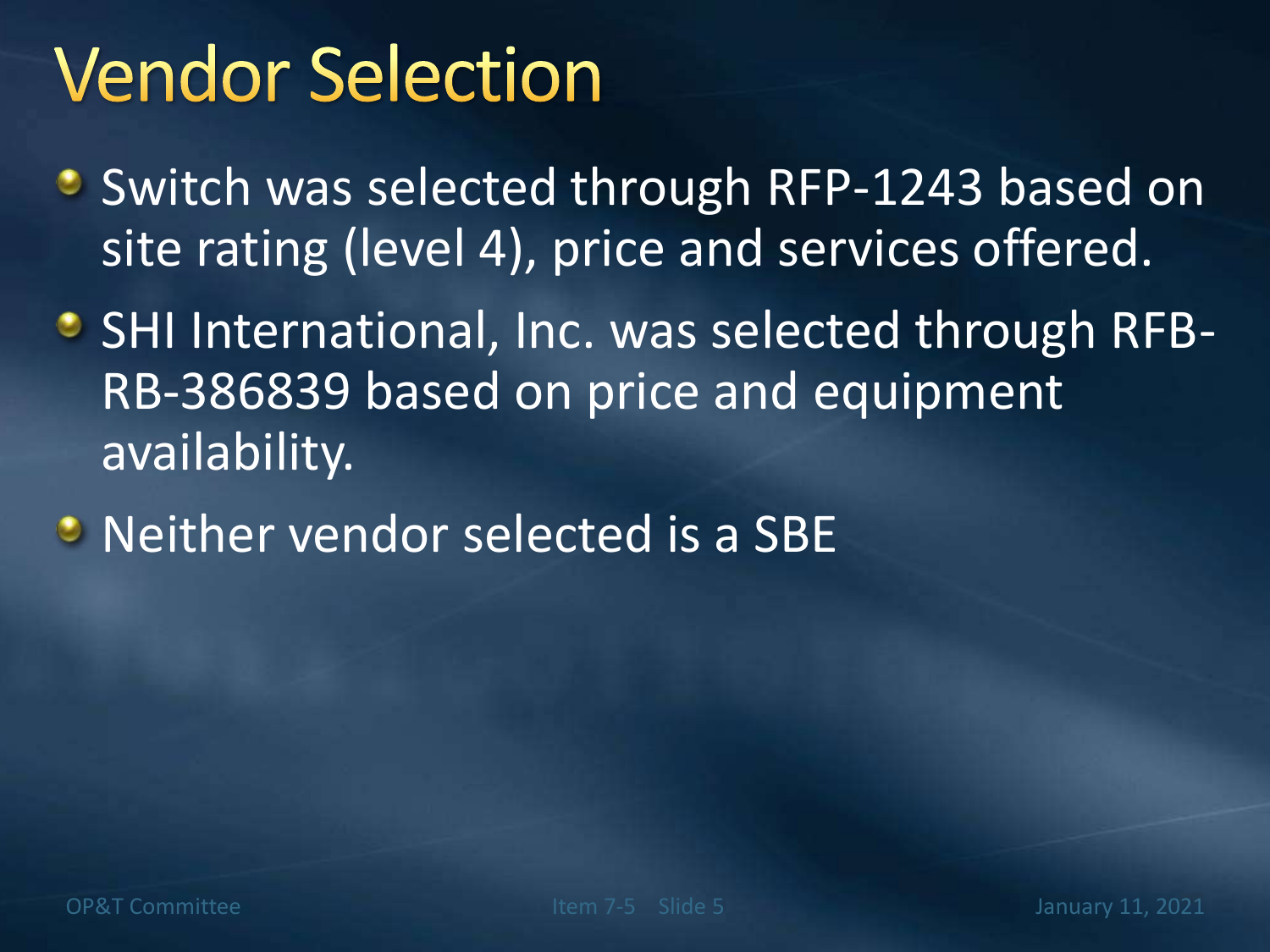# Vendor Selection

- Switch was selected through RFP-1243 based on site rating (level 4), price and services offered.
- SHI International, Inc. was selected through RFB-RB-386839 based on price and equipment availability.
- Neither vendor selected is a SBE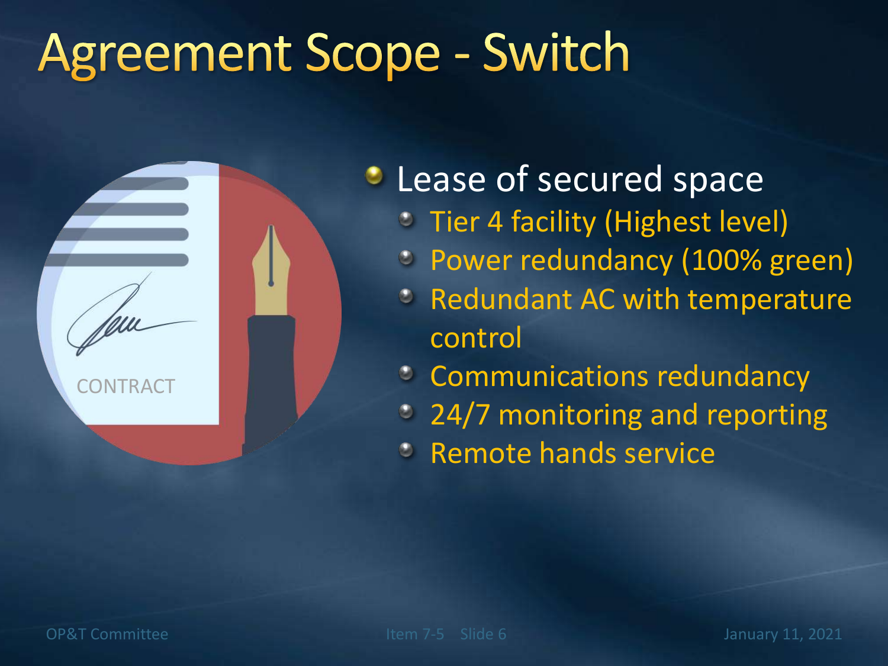# Agreement Scope - Switch

- Lease of secured space
  - Tier 4 facility (Highest level)
  - Power redundancy (100% green)
  - Redundant AC with temperature control
  - Communications redundancy
  - 24/7 monitoring and reporting
  - Remote hands service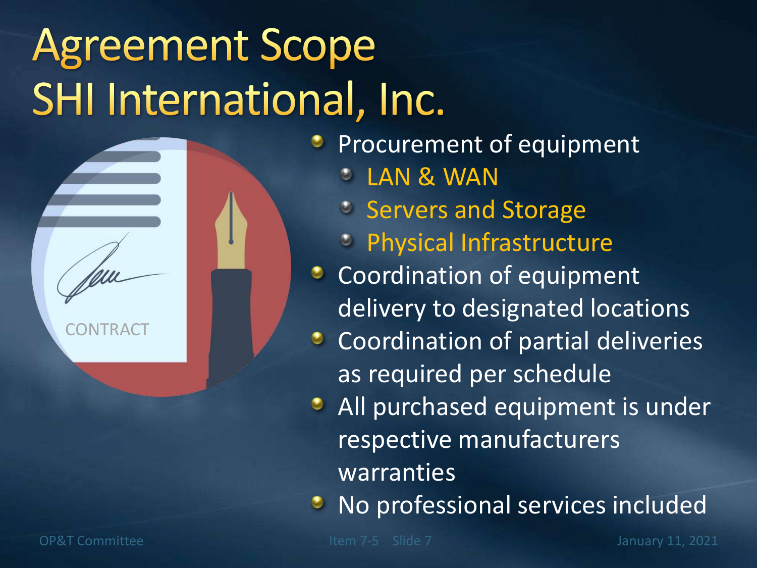# Agreement Scope
# SHI International, Inc.

- Procurement of equipment
  - LAN & WAN
  - Servers and Storage
  - Physical Infrastructure
- Coordination of equipment delivery to designated locations
- Coordination of partial deliveries as required per schedule
- All purchased equipment is under respective manufacturers warranties
- No professional services included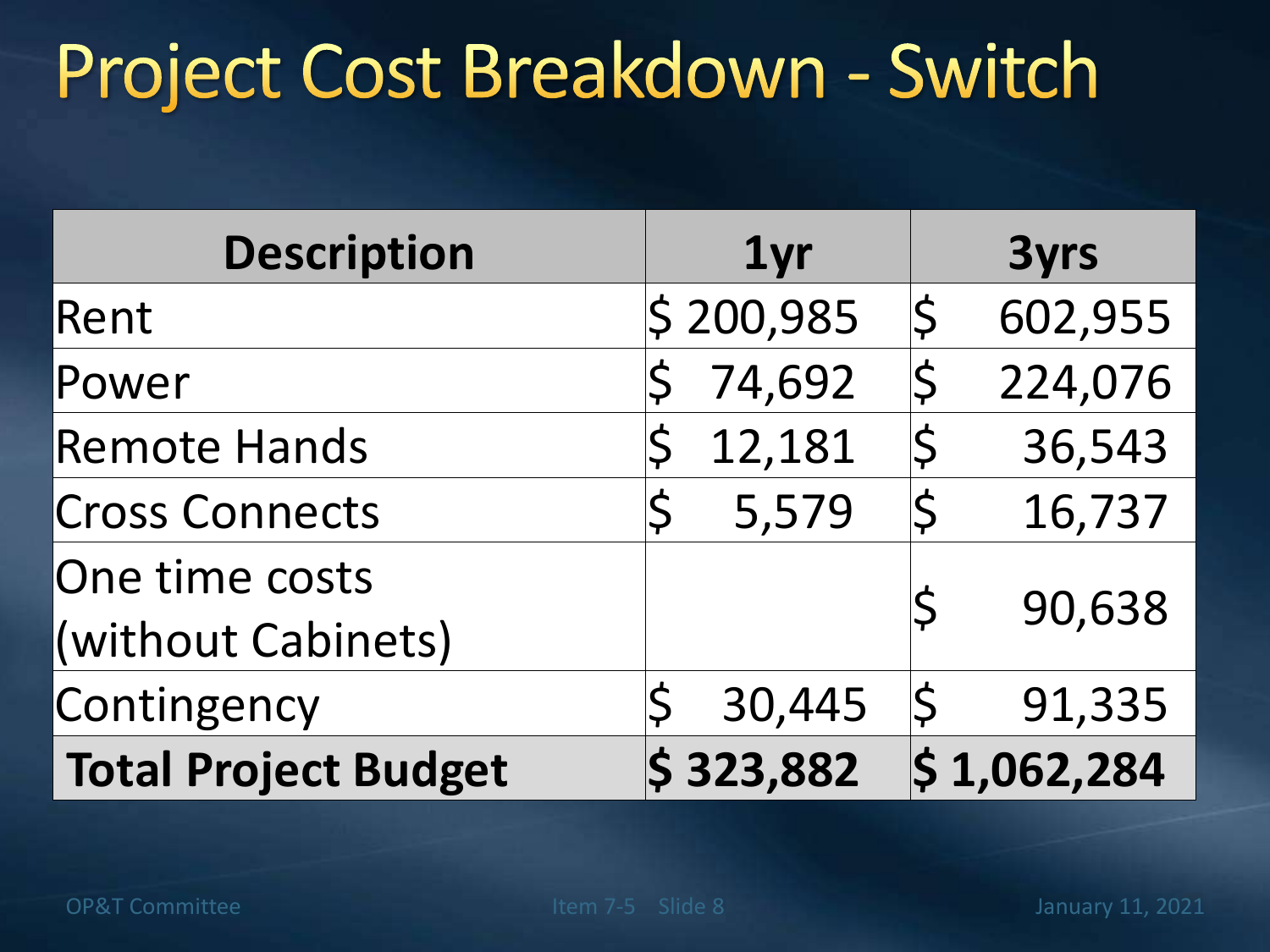# Project Cost Breakdown - Switch

| Description | 1yr | 3yrs |
|---|---|---|
| Rent | $ 200,985 | $ 602,955 |
| Power | $ 74,692 | $ 224,076 |
| Remote Hands | $ 12,181 | $ 36,543 |
| Cross Connects | $ 5,579 | $ 16,737 |
| One time costs (without Cabinets) | | $ 90,638 |
| Contingency | $ 30,445 | $ 91,335 |
| **Total Project Budget** | **$ 323,882** | **$ 1,062,284** |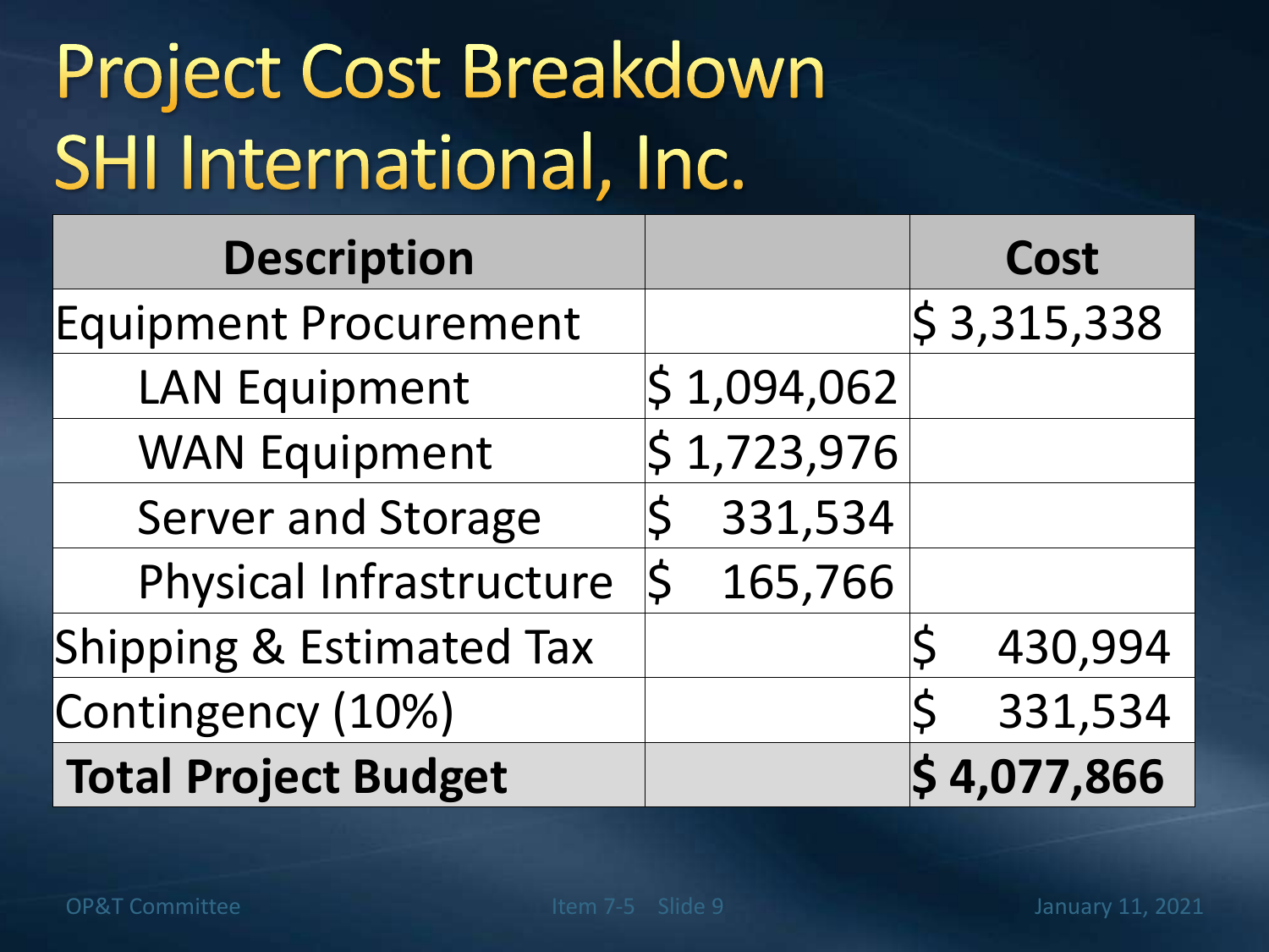# Project Cost Breakdown
# SHI International, Inc.

| Description | | Cost |
|---|---|---|
| Equipment Procurement | | $ 3,315,338 |
| LAN Equipment | $ 1,094,062 | |
| WAN Equipment | $ 1,723,976 | |
| Server and Storage | $ 331,534 | |
| Physical Infrastructure | $ 165,766 | |
| Shipping & Estimated Tax | | $ 430,994 |
| Contingency (10%) | | $ 331,534 |
| **Total Project Budget** | | **$ 4,077,866** |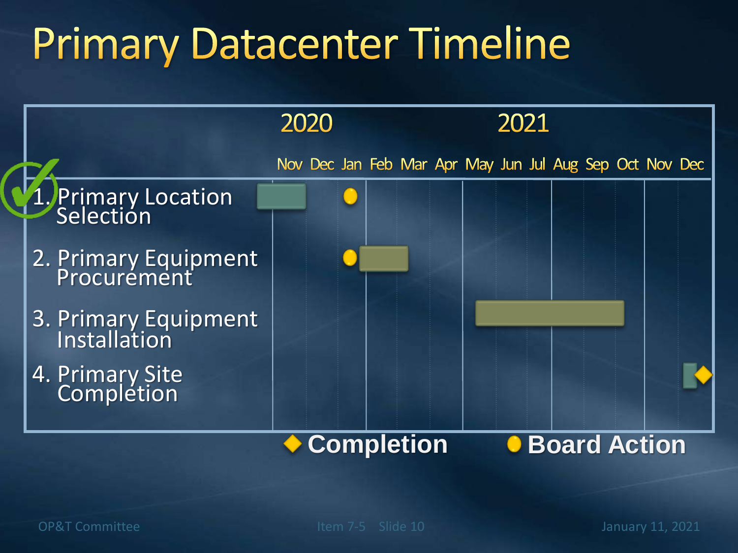# Primary Datacenter Timeline

| | 2020 | | 2021 | | | | | | | | | | | |
|---|---|---|---|---|---|---|---|---|---|---|---|---|---|---|
| | Nov | Dec | Jan | Feb | Mar | Apr | May | Jun | Jul | Aug | Sep | Oct | Nov | Dec |
| ✓ 1. Primary Location Selection | ■ | | ● | | | | | | | | | | | |
| 2. Primary Equipment Procurement | | | ● | ■ | | | | | | | | | | |
| 3. Primary Equipment Installation | | | | | | | ■ | ■ | ■ | ■ | ■ | | | |
| 4. Primary Site Completion | | | | | | | | | | | | | | ■ ◆ |

◆ Completion ● Board Action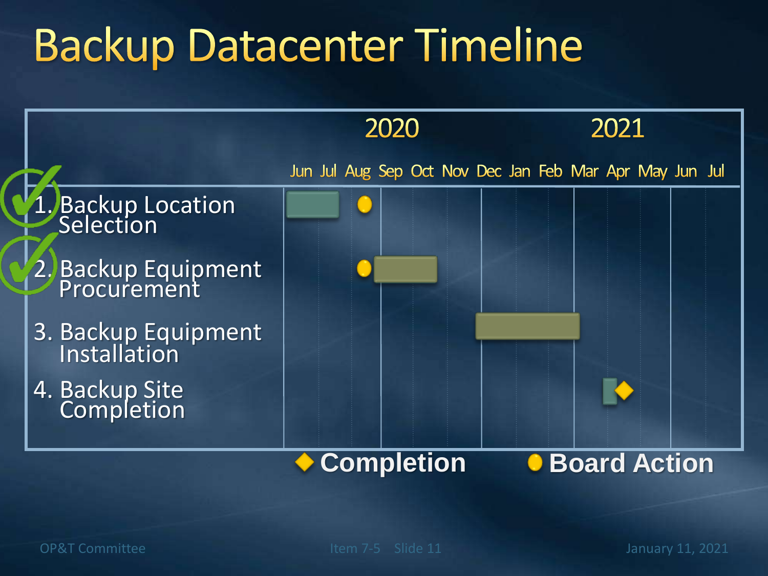# Backup Datacenter Timeline

| | 2020 | | | | | | | 2021 | | | | | | |
|---|---|---|---|---|---|---|---|---|---|---|---|---|---|---|
| | Jun | Jul | Aug | Sep | Oct | Nov | Dec | Jan | Feb | Mar | Apr | May | Jun | Jul |
| ✓ 1. Backup Location Selection | ■ | ■ | ● | | | | | | | | | | | |
| ✓ 2. Backup Equipment Procurement | | | ● | ■ | ■ | | | | | | | | | |
| 3. Backup Equipment Installation | | | | | | | ■ | ■ | ■ | | | | | |
| 4. Backup Site Completion | | | | | | | | | | ■ | ◆ | | | |

◆ Completion ● Board Action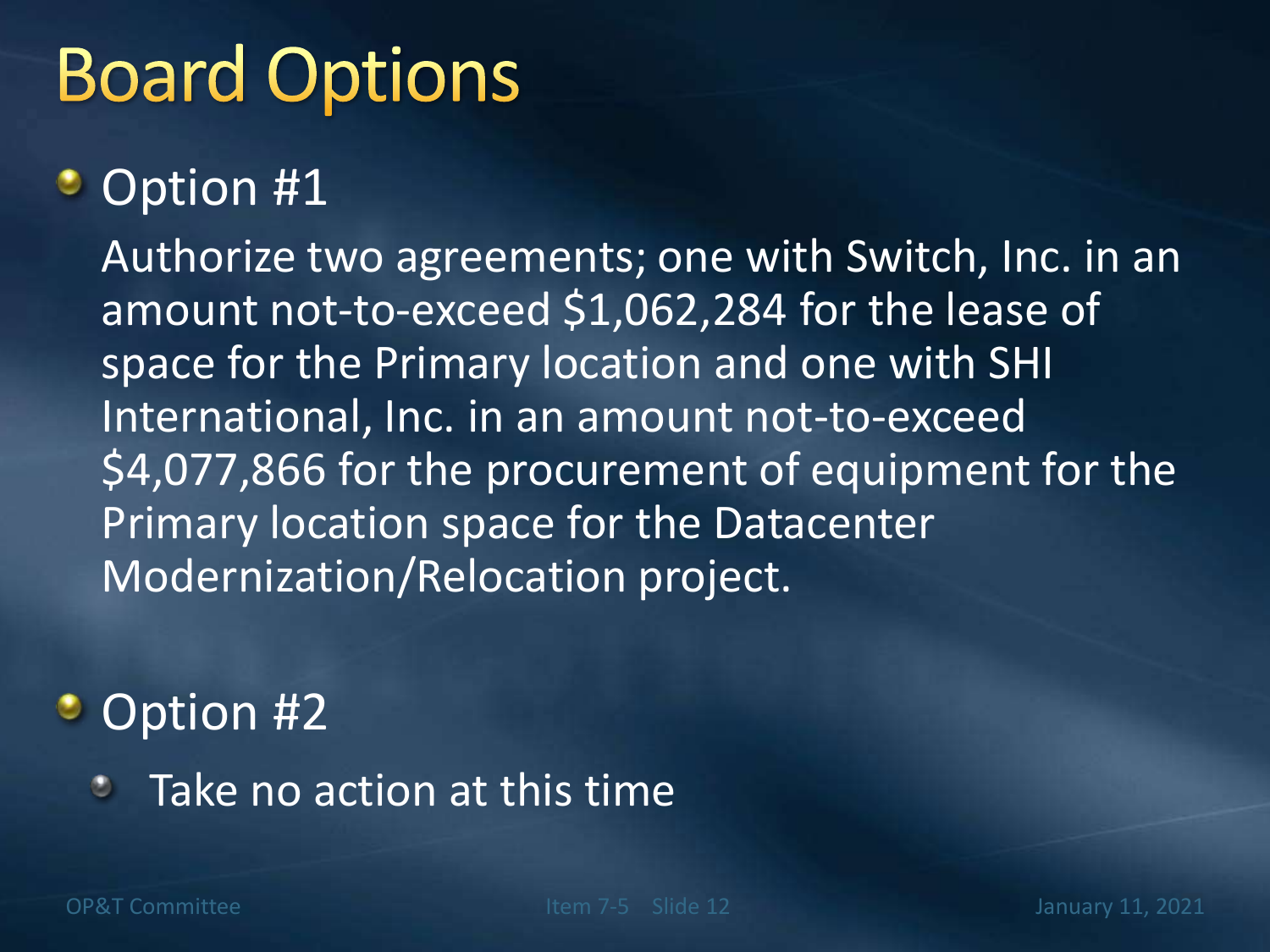# Board Options

- Option #1

  Authorize two agreements; one with Switch, Inc. in an amount not-to-exceed $1,062,284 for the lease of space for the Primary location and one with SHI International, Inc. in an amount not-to-exceed $4,077,866 for the procurement of equipment for the Primary location space for the Datacenter Modernization/Relocation project.

- Option #2
  - Take no action at this time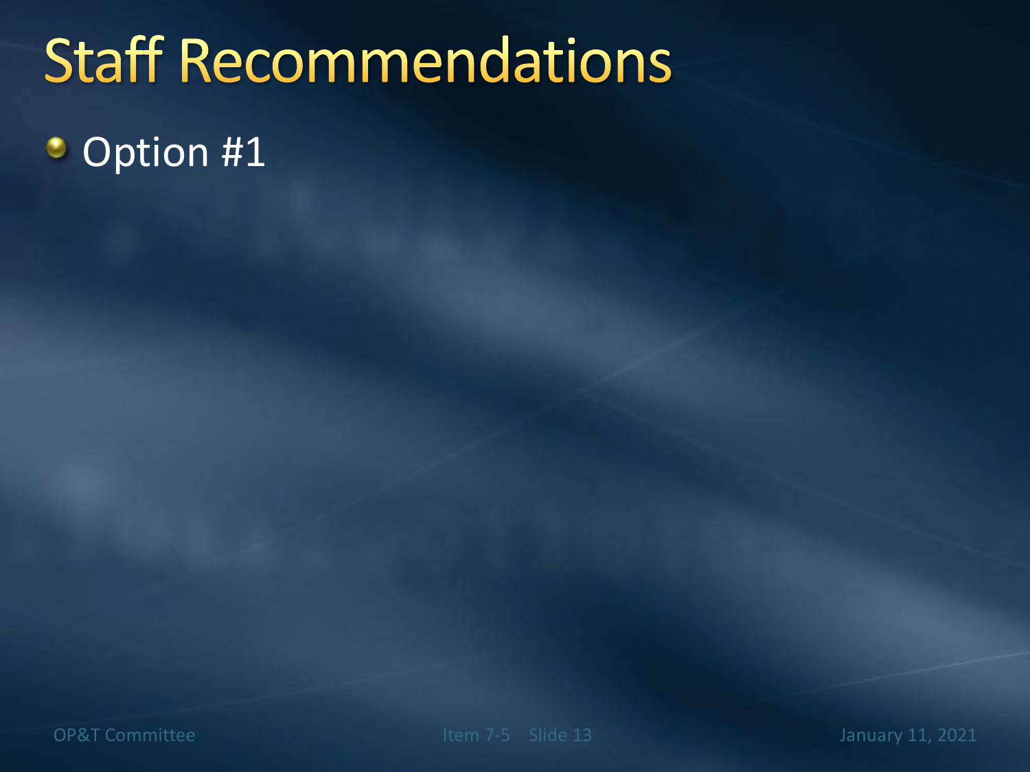# Staff Recommendations

- Option #1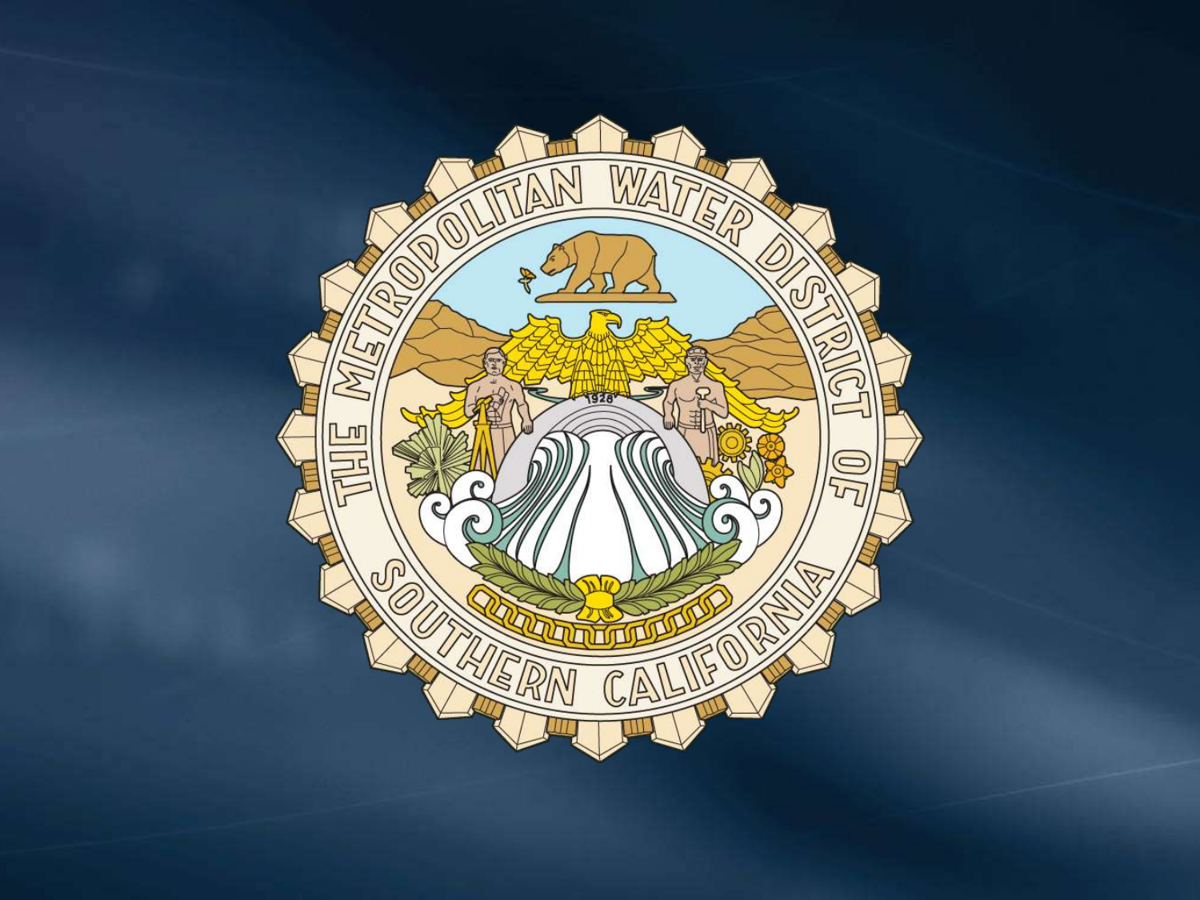THE METROPOLITAN WATER DISTRICT OF SOUTHERN CALIFORNIA

1928